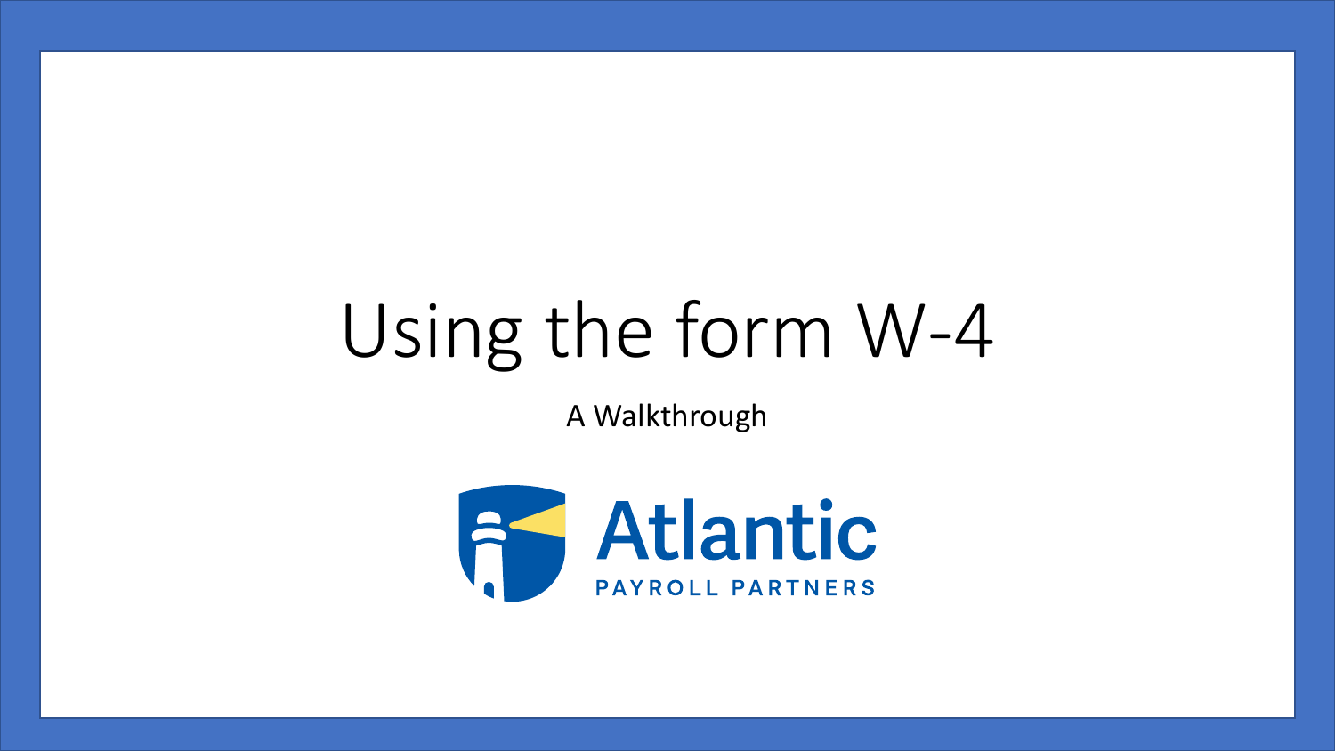# Using the form W-4

A Walkthrough

Atlantic

PAYROLL PARTNERS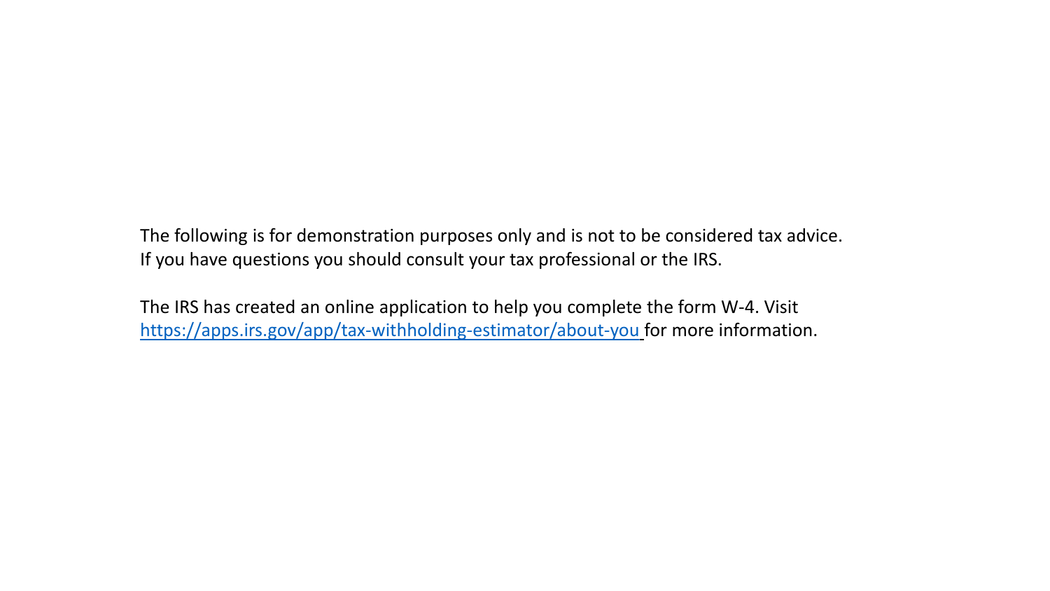The following is for demonstration purposes only and is not to be considered tax advice. If you have questions you should consult your tax professional or the IRS.

The IRS has created an online application to help you complete the form W-4. Visit https://apps.irs.gov/app/tax-withholding-estimator/about-you for more information.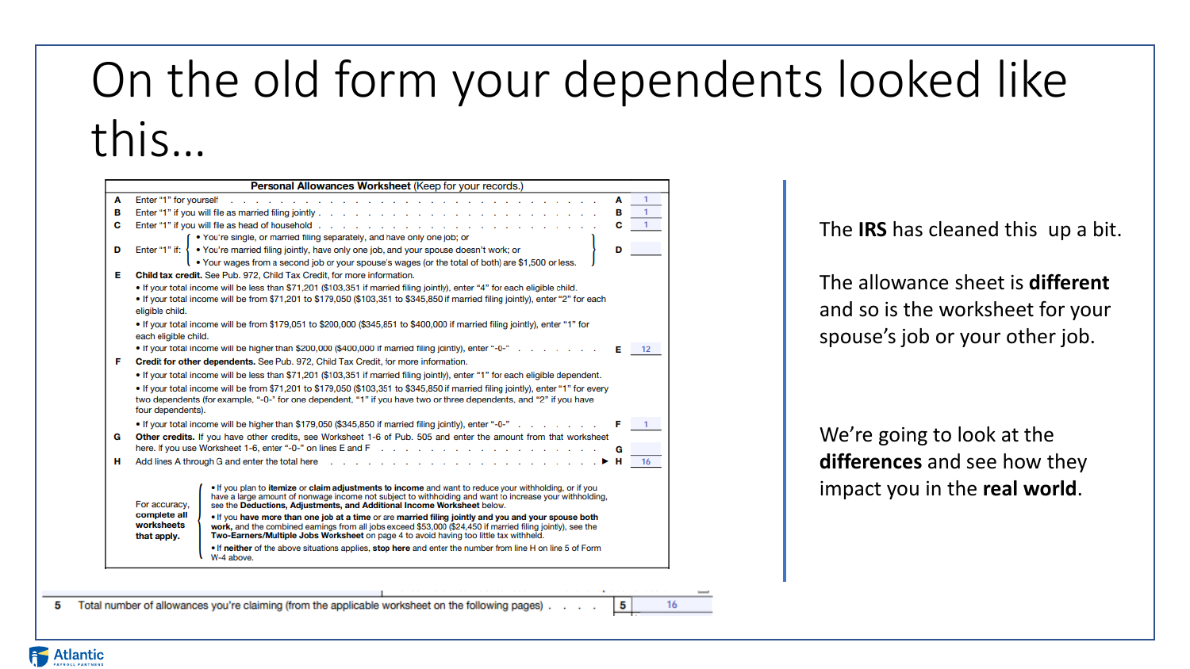# On the old form your dependents looked like this…

**Personal Allowances Worksheet** (Keep for your records.)

| | | | |
|---|---|---|---|
| **A** | Enter "1" for yourself | **A** | 1 |
| **B** | Enter "1" if you will file as married filing jointly | **B** | 1 |
| **C** | Enter "1" if you will file as head of household | **C** | 1 |
| **D** | Enter "1" if: • You're single, or married filing separately, and have only one job; or • You're married filing jointly, have only one job, and your spouse doesn't work; or • Your wages from a second job or your spouse's wages (or the total of both) are $1,500 or less. | **D** | |
| **E** | **Child tax credit.** See Pub. 972, Child Tax Credit, for more information. • If your total income will be less than $71,201 ($103,351 if married filing jointly), enter "4" for each eligible child. • If your total income will be from $71,201 to $179,050 ($103,351 to $345,850 if married filing jointly), enter "2" for each eligible child. • If your total income will be from $179,051 to $200,000 ($345,851 to $400,000 if married filing jointly), enter "1" for each eligible child. • If your total income will be higher than $200,000 ($400,000 if married filing jointly), enter "-0-" | **E** | 12 |
| **F** | **Credit for other dependents.** See Pub. 972, Child Tax Credit, for more information. • If your total income will be less than $71,201 ($103,351 if married filing jointly), enter "1" for each eligible dependent. • If your total income will be from $71,201 to $179,050 ($103,351 to $345,850 if married filing jointly), enter "1" for every two dependents (for example, "-0-" for one dependent, "1" if you have two or three dependents, and "2" if you have four dependents). • If your total income will be higher than $179,050 ($345,850 if married filing jointly), enter "-0-" | **F** | 1 |
| **G** | **Other credits.** If you have other credits, see Worksheet 1-6 of Pub. 505 and enter the amount from that worksheet here. If you use Worksheet 1-6, enter "-0-" on lines E and F | **G** | |
| **H** | Add lines A through G and enter the total here | **H** | 16 |

For accuracy, complete all worksheets that apply.

- If you plan to **itemize** or **claim adjustments to income** and want to reduce your withholding, or if you have a large amount of nonwage income not subject to withholding and want to increase your withholding, see the **Deductions, Adjustments, and Additional Income Worksheet** below.
- If you **have more than one job at a time** or are **married filing jointly and you and your spouse both work,** and the combined earnings from all jobs exceed $53,000 ($24,450 if married filing jointly), see the **Two-Earners/Multiple Jobs Worksheet** on page 4 to avoid having too little tax withheld.
- If **neither** of the above situations applies, **stop here** and enter the number from line H on line 5 of Form W-4 above.

**5** Total number of allowances you're claiming (from the applicable worksheet on the following pages) **5** 16

The **IRS** has cleaned this up a bit.

The allowance sheet is **different** and so is the worksheet for your spouse's job or your other job.

We're going to look at the **differences** and see how they impact you in the **real world**.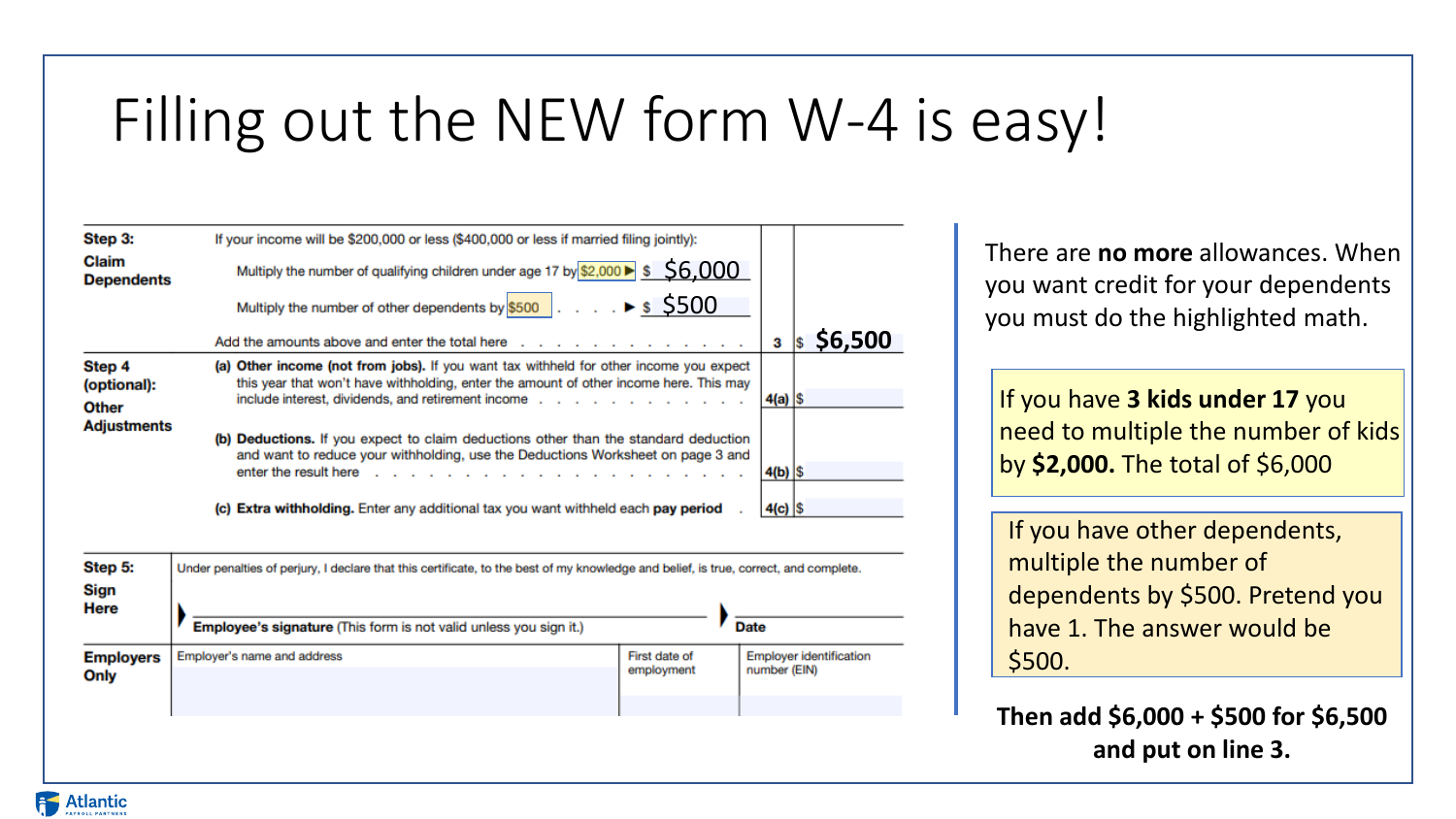# Filling out the NEW form W-4 is easy!

| | | | |
|---|---|---|---|
| **Step 3: Claim Dependents** | If your income will be $200,000 or less ($400,000 or less if married filing jointly): | | |
| | Multiply the number of qualifying children under age 17 by $2,000 ▶ $ $6,000 | | |
| | Multiply the number of other dependents by $500 . . . . ▶ $ $500 | | |
| | Add the amounts above and enter the total here . . . . . . . . . . . . . . | 3 | $ $6,500 |
| **Step 4 (optional): Other Adjustments** | **(a) Other income (not from jobs).** If you want tax withheld for other income you expect this year that won't have withholding, enter the amount of other income here. This may include interest, dividends, and retirement income . . . . . . . . . . . . | 4(a) | $ |
| | **(b) Deductions.** If you expect to claim deductions other than the standard deduction and want to reduce your withholding, use the Deductions Worksheet on page 3 and enter the result here . . . . . . . . . . . . . . . . . . . . . . | 4(b) | $ |
| | **(c) Extra withholding.** Enter any additional tax you want withheld each **pay period** . | 4(c) | $ |

| | | | |
|---|---|---|---|
| **Step 5: Sign Here** | Under penalties of perjury, I declare that this certificate, to the best of my knowledge and belief, is true, correct, and complete. ▶ **Employee's signature** (This form is not valid unless you sign it.) | ▶ **Date** | |
| **Employers Only** | Employer's name and address | First date of employment | Employer identification number (EIN) |

There are **no more** allowances. When you want credit for your dependents you must do the highlighted math.

If you have **3 kids under 17** you need to multiple the number of kids by **$2,000.** The total of $6,000

If you have other dependents, multiple the number of dependents by $500. Pretend you have 1. The answer would be $500.

**Then add $6,000 + $500 for $6,500 and put on line 3.**

Atlantic PAYROLL PARTNERS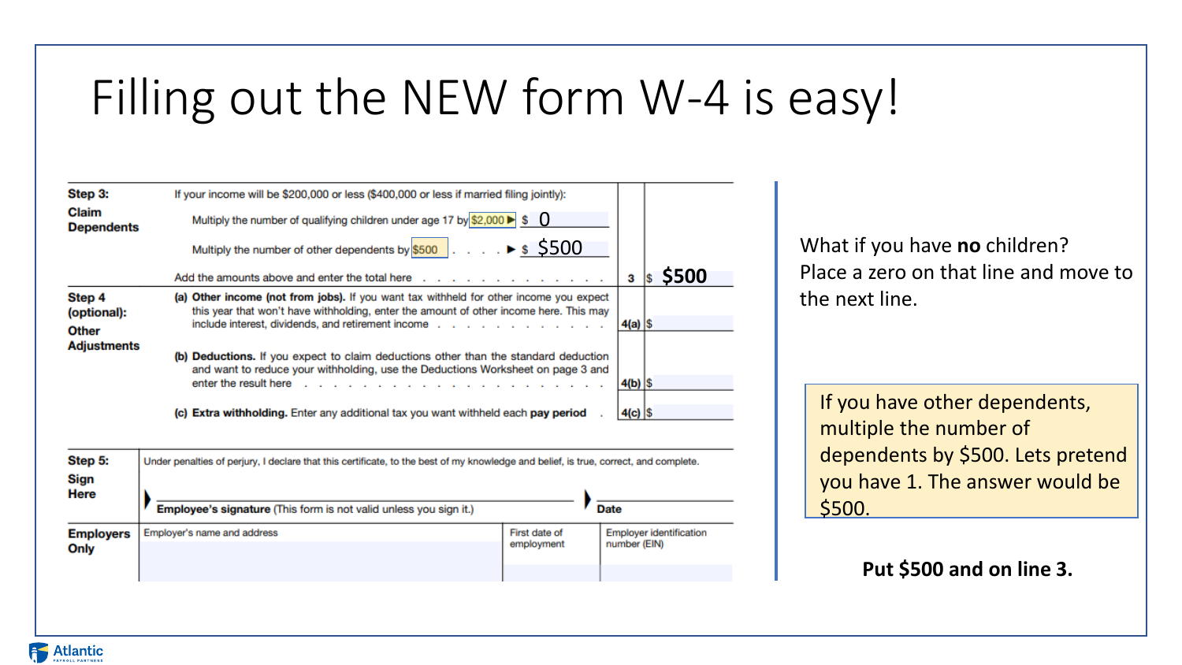# Filling out the NEW form W-4 is easy!

| | | | |
|---|---|---|---|
| **Step 3: Claim Dependents** | If your income will be $200,000 or less ($400,000 or less if married filing jointly): | | |
| | Multiply the number of qualifying children under age 17 by $2,000 ▶ $ 0 | | |
| | Multiply the number of other dependents by $500 . . . . ▶ $ $500 | | |
| | Add the amounts above and enter the total here . . . . . . . . . . . . . . | 3 | $ **$500** |
| **Step 4 (optional): Other Adjustments** | **(a) Other income (not from jobs).** If you want tax withheld for other income you expect this year that won't have withholding, enter the amount of other income here. This may include interest, dividends, and retirement income . . . . . . . . . . . . | 4(a) | $ |
| | **(b) Deductions.** If you expect to claim deductions other than the standard deduction and want to reduce your withholding, use the Deductions Worksheet on page 3 and enter the result here . . . . . . . . . . . . . . . . . . . . . | 4(b) | $ |
| | **(c) Extra withholding.** Enter any additional tax you want withheld each **pay period** . | 4(c) | $ |

| | | | |
|---|---|---|---|
| **Step 5: Sign Here** | Under penalties of perjury, I declare that this certificate, to the best of my knowledge and belief, is true, correct, and complete. | | |
| | ▶ **Employee's signature** (This form is not valid unless you sign it.) | ▶ **Date** | |
| **Employers Only** | Employer's name and address | First date of employment | Employer identification number (EIN) |

What if you have **no** children? Place a zero on that line and move to the next line.

If you have other dependents, multiple the number of dependents by $500. Lets pretend you have 1. The answer would be $500.

**Put $500 and on line 3.**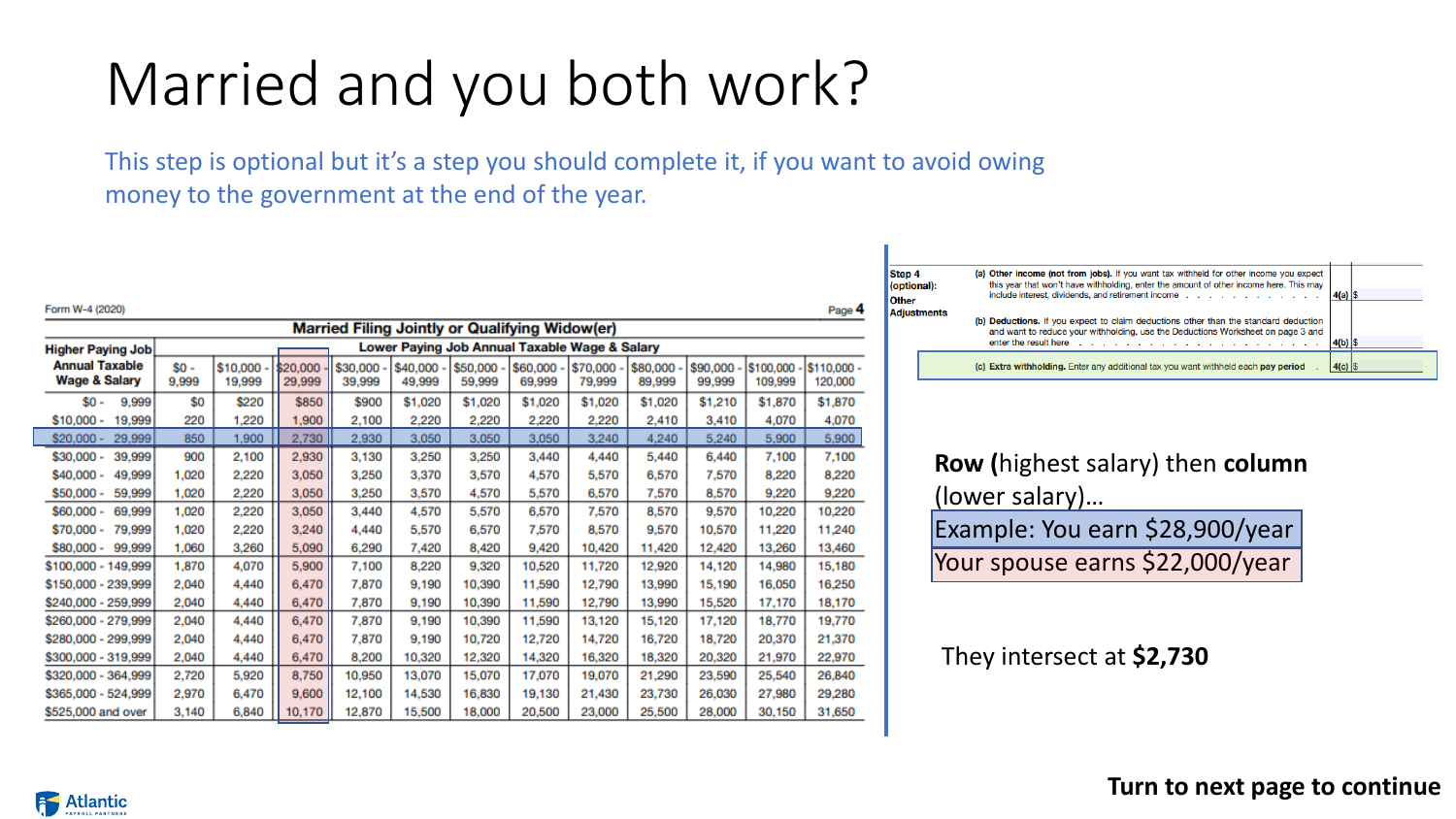# Married and you both work?

This step is optional but it's a step you should complete it, if you want to avoid owing money to the government at the end of the year.

Form W-4 (2020) Page **4**

**Married Filing Jointly or Qualifying Widow(er)**

| Higher Paying Job Annual Taxable Wage & Salary | Lower Paying Job Annual Taxable Wage & Salary | | | | | | | | | | | |
|---|---|---|---|---|---|---|---|---|---|---|---|---|
| | $0 - 9,999 | $10,000 - 19,999 | $20,000 - 29,999 | $30,000 - 39,999 | $40,000 - 49,999 | $50,000 - 59,999 | $60,000 - 69,999 | $70,000 - 79,999 | $80,000 - 89,999 | $90,000 - 99,999 | $100,000 - 109,999 | $110,000 - 120,000 |
| $0 - 9,999 | $0 | $220 | $850 | $900 | $1,020 | $1,020 | $1,020 | $1,020 | $1,020 | $1,210 | $1,870 | $1,870 |
| $10,000 - 19,999 | 220 | 1,220 | 1,900 | 2,100 | 2,220 | 2,220 | 2,220 | 2,220 | 2,410 | 3,410 | 4,070 | 4,070 |
| $20,000 - 29,999 | 850 | 1,900 | 2,730 | 2,930 | 3,050 | 3,050 | 3,050 | 3,240 | 4,240 | 5,240 | 5,900 | 5,900 |
| $30,000 - 39,999 | 900 | 2,100 | 2,930 | 3,130 | 3,250 | 3,250 | 3,440 | 4,440 | 5,440 | 6,440 | 7,100 | 7,100 |
| $40,000 - 49,999 | 1,020 | 2,220 | 3,050 | 3,250 | 3,370 | 3,570 | 4,570 | 5,570 | 6,570 | 7,570 | 8,220 | 8,220 |
| $50,000 - 59,999 | 1,020 | 2,220 | 3,050 | 3,250 | 3,570 | 4,570 | 5,570 | 6,570 | 7,570 | 8,570 | 9,220 | 9,220 |
| $60,000 - 69,999 | 1,020 | 2,220 | 3,050 | 3,440 | 4,570 | 5,570 | 6,570 | 7,570 | 8,570 | 9,570 | 10,220 | 10,220 |
| $70,000 - 79,999 | 1,020 | 2,220 | 3,240 | 4,440 | 5,570 | 6,570 | 7,570 | 8,570 | 9,570 | 10,570 | 11,220 | 11,240 |
| $80,000 - 99,999 | 1,060 | 3,260 | 5,090 | 6,290 | 7,420 | 8,420 | 9,420 | 10,420 | 11,420 | 12,420 | 13,260 | 13,460 |
| $100,000 - 149,999 | 1,870 | 4,070 | 5,900 | 7,100 | 8,220 | 9,320 | 10,520 | 11,720 | 12,920 | 14,120 | 14,980 | 15,180 |
| $150,000 - 239,999 | 2,040 | 4,440 | 6,470 | 7,870 | 9,190 | 10,390 | 11,590 | 12,790 | 13,990 | 15,190 | 16,050 | 16,250 |
| $240,000 - 259,999 | 2,040 | 4,440 | 6,470 | 7,870 | 9,190 | 10,390 | 11,590 | 12,790 | 13,990 | 15,520 | 17,170 | 18,170 |
| $260,000 - 279,999 | 2,040 | 4,440 | 6,470 | 7,870 | 9,190 | 10,390 | 11,590 | 13,120 | 15,120 | 17,120 | 18,770 | 19,770 |
| $280,000 - 299,999 | 2,040 | 4,440 | 6,470 | 7,870 | 9,190 | 10,720 | 12,720 | 14,720 | 16,720 | 18,720 | 20,370 | 21,370 |
| $300,000 - 319,999 | 2,040 | 4,440 | 6,470 | 8,200 | 10,320 | 12,320 | 14,320 | 16,320 | 18,320 | 20,320 | 21,970 | 22,970 |
| $320,000 - 364,999 | 2,720 | 5,920 | 8,750 | 10,950 | 13,070 | 15,070 | 17,070 | 19,070 | 21,290 | 23,590 | 25,540 | 26,840 |
| $365,000 - 524,999 | 2,970 | 6,470 | 9,600 | 12,100 | 14,530 | 16,830 | 19,130 | 21,430 | 23,730 | 26,030 | 27,980 | 29,280 |
| $525,000 and over | 3,140 | 6,840 | 10,170 | 12,870 | 15,500 | 18,000 | 20,500 | 23,000 | 25,500 | 28,000 | 30,150 | 31,650 |

**Step 4 (optional): Other Adjustments**

(a) **Other income (not from jobs).** If you want tax withheld for other income you expect this year that won't have withholding, enter the amount of other income here. This may include interest, dividends, and retirement income . . . . . . . . . . . . **4(a)** $

(b) **Deductions.** If you expect to claim deductions other than the standard deduction and want to reduce your withholding, use the Deductions Worksheet on page 3 and enter the result here . . . . . . . . . . . . . . . . . . . . . . **4(b)** $

(c) **Extra withholding.** Enter any additional tax you want withheld each **pay period** . **4(c)** $

**Row (**highest salary) then **column** (lower salary)…

Example: You earn $28,900/year

Your spouse earns $22,000/year

They intersect at **$2,730**

**Turn to next page to continue**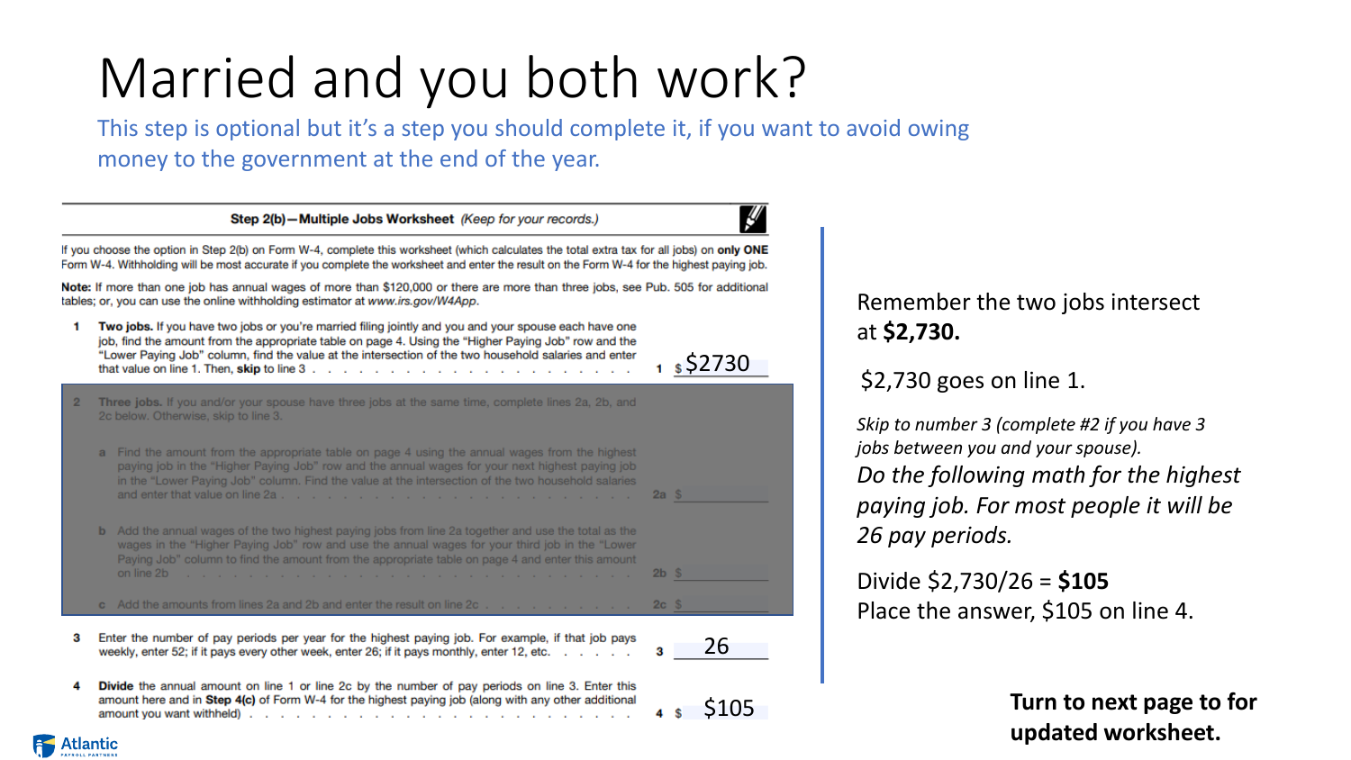# Married and you both work?

This step is optional but it's a step you should complete it, if you want to avoid owing money to the government at the end of the year.

**Step 2(b)—Multiple Jobs Worksheet** *(Keep for your records.)*

If you choose the option in Step 2(b) on Form W-4, complete this worksheet (which calculates the total extra tax for all jobs) on **only ONE** Form W-4. Withholding will be most accurate if you complete the worksheet and enter the result on the Form W-4 for the highest paying job.

**Note:** If more than one job has annual wages of more than $120,000 or there are more than three jobs, see Pub. 505 for additional tables; or, you can use the online withholding estimator at *www.irs.gov/W4App*.

**1** **Two jobs.** If you have two jobs or you're married filing jointly and you and your spouse each have one job, find the amount from the appropriate table on page 4. Using the "Higher Paying Job" row and the "Lower Paying Job" column, find the value at the intersection of the two household salaries and enter that value on line 1. Then, **skip** to line 3 . . . . . . . . . . . . . . . . . . . . . . **1** $ $2730

**2** Three jobs. If you and/or your spouse have three jobs at the same time, complete lines 2a, 2b, and 2c below. Otherwise, skip to line 3.

a Find the amount from the appropriate table on page 4 using the annual wages from the highest paying job in the "Higher Paying Job" row and the annual wages for your next highest paying job in the "Lower Paying Job" column. Find the value at the intersection of the two household salaries and enter that value on line 2a . . . . . . . . . . . . . . . . . . . . . . **2a** $ ________

b Add the annual wages of the two highest paying jobs from line 2a together and use the total as the wages in the "Higher Paying Job" row and use the annual wages for your third job in the "Lower Paying Job" column to find the amount from the appropriate table on page 4 and enter this amount on line 2b . . . . . . . . . . . . . . . . . . . . . . **2b** $ ________

c Add the amounts from lines 2a and 2b and enter the result on line 2c . . . . . . . . . . . . **2c** $ ________

**3** Enter the number of pay periods per year for the highest paying job. For example, if that job pays weekly, enter 52; if it pays every other week, enter 26; if it pays monthly, enter 12, etc. . . . . . . **3** 26

**4** **Divide** the annual amount on line 1 or line 2c by the number of pay periods on line 3. Enter this amount here and in **Step 4(c)** of Form W-4 for the highest paying job (along with any other additional amount you want withheld) . . . . . . . . . . . . . . . . . . . . . . **4** $ $105

Remember the two jobs intersect at **$2,730.**

$2,730 goes on line 1.

*Skip to number 3 (complete #2 if you have 3 jobs between you and your spouse).*

*Do the following math for the highest paying job. For most people it will be 26 pay periods.*

Divide $2,730/26 = **$105**

Place the answer, $105 on line 4.

**Turn to next page to for updated worksheet.**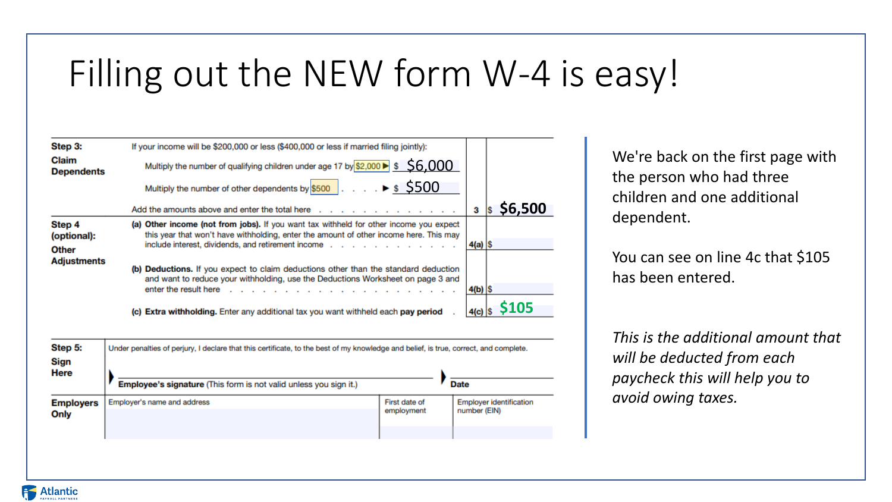# Filling out the NEW form W-4 is easy!

| | | | |
|---|---|---|---|
| **Step 3: Claim Dependents** | If your income will be $200,000 or less ($400,000 or less if married filing jointly): | | |
| | Multiply the number of qualifying children under age 17 by $2,000 ▶ $ $6,000 | | |
| | Multiply the number of other dependents by $500 . . . . ▶ $ $500 | | |
| | Add the amounts above and enter the total here . . . . . . . . . . . . . . | 3 | $ **$6,500** |
| **Step 4 (optional): Other Adjustments** | **(a) Other income (not from jobs).** If you want tax withheld for other income you expect this year that won't have withholding, enter the amount of other income here. This may include interest, dividends, and retirement income . . . . . . . . . . . . | 4(a) | $ |
| | **(b) Deductions.** If you expect to claim deductions other than the standard deduction and want to reduce your withholding, use the Deductions Worksheet on page 3 and enter the result here . . . . . . . . . . . . . . . . . . . . . | 4(b) | $ |
| | **(c) Extra withholding.** Enter any additional tax you want withheld each **pay period** . | 4(c) | $ **$105** |

| | | | |
|---|---|---|---|
| **Step 5: Sign Here** | Under penalties of perjury, I declare that this certificate, to the best of my knowledge and belief, is true, correct, and complete. | | |
| | ▶ **Employee's signature** (This form is not valid unless you sign it.) | ▶ **Date** | |
| **Employers Only** | Employer's name and address | First date of employment | Employer identification number (EIN) |

We're back on the first page with the person who had three children and one additional dependent.

You can see on line 4c that $105 has been entered.

*This is the additional amount that will be deducted from each paycheck this will help you to avoid owing taxes.*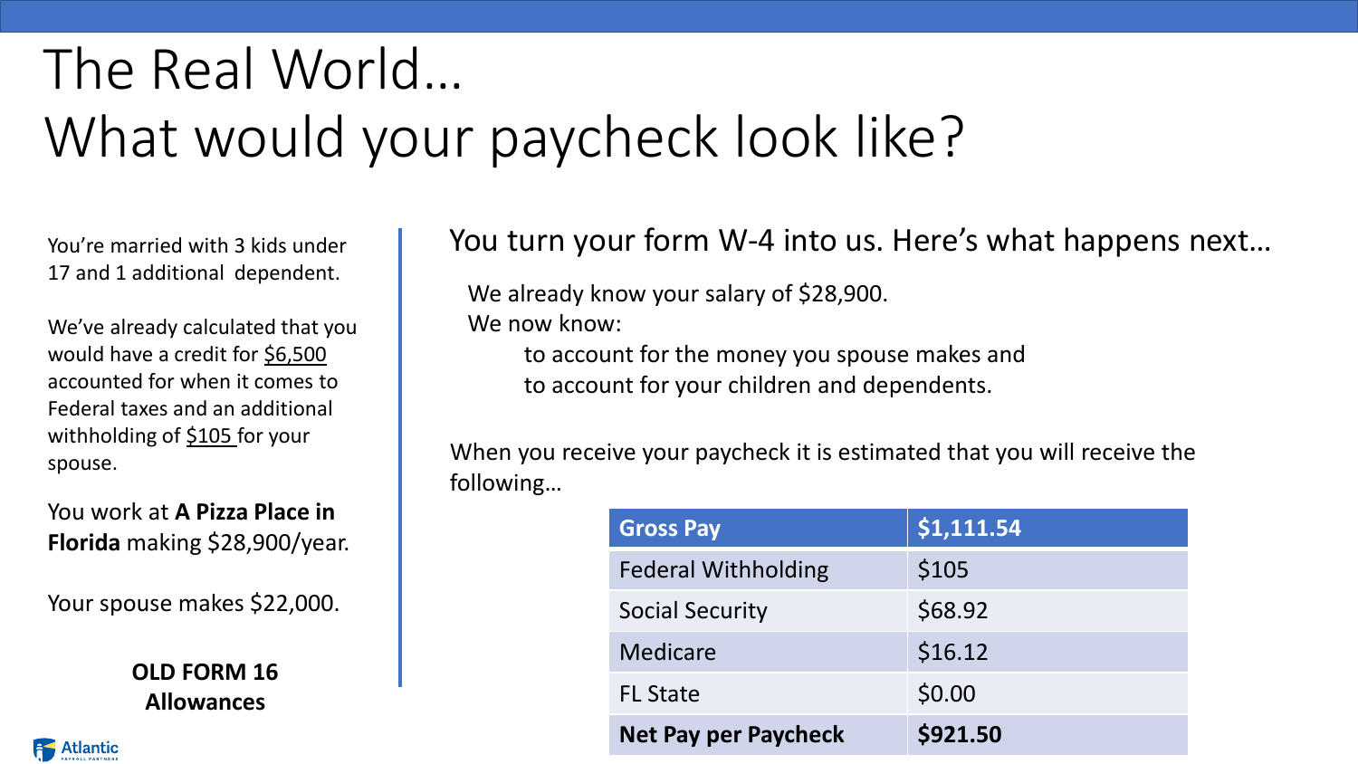# The Real World…
# What would your paycheck look like?

You're married with 3 kids under 17 and 1 additional dependent.

We've already calculated that you would have a credit for $6,500 accounted for when it comes to Federal taxes and an additional withholding of $105 for your spouse.

You work at **A Pizza Place in Florida** making $28,900/year.

Your spouse makes $22,000.

**OLD FORM 16 Allowances**

You turn your form W-4 into us. Here's what happens next…

We already know your salary of $28,900.
We now know:

- to account for the money you spouse makes and
- to account for your children and dependents.

When you receive your paycheck it is estimated that you will receive the following…

| Gross Pay | $1,111.54 |
|---|---|
| Federal Withholding | $105 |
| Social Security | $68.92 |
| Medicare | $16.12 |
| FL State | $0.00 |
| **Net Pay per Paycheck** | **$921.50** |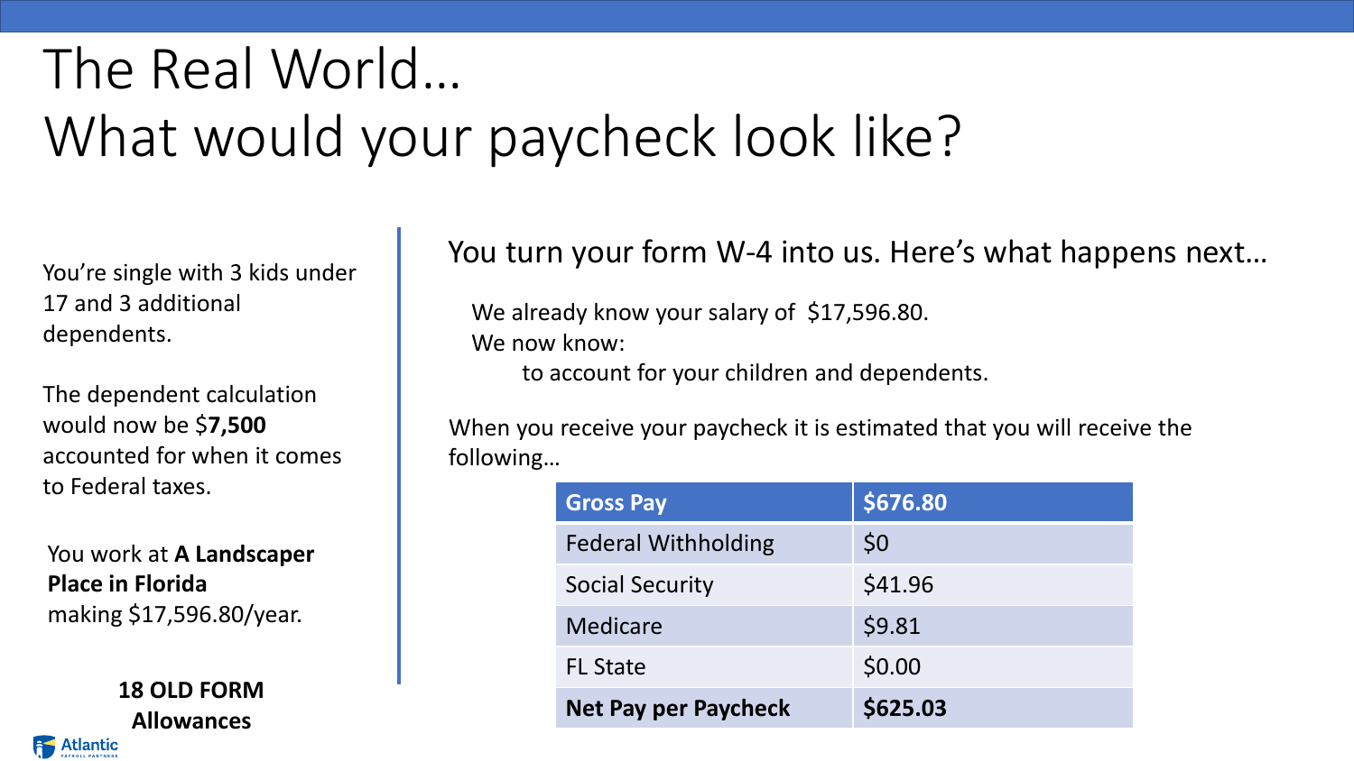# The Real World…
# What would your paycheck look like?

You're single with 3 kids under 17 and 3 additional dependents.

The dependent calculation would now be $**7,500** accounted for when it comes to Federal taxes.

You work at **A Landscaper Place in Florida** making $17,596.80/year.

**18 OLD FORM Allowances**

You turn your form W-4 into us. Here's what happens next…

We already know your salary of $17,596.80.
We now know:
to account for your children and dependents.

When you receive your paycheck it is estimated that you will receive the following…

| **Gross Pay** | **$676.80** |
|---|---|
| Federal Withholding | $0 |
| Social Security | $41.96 |
| Medicare | $9.81 |
| FL State | $0.00 |
| **Net Pay per Paycheck** | **$625.03** |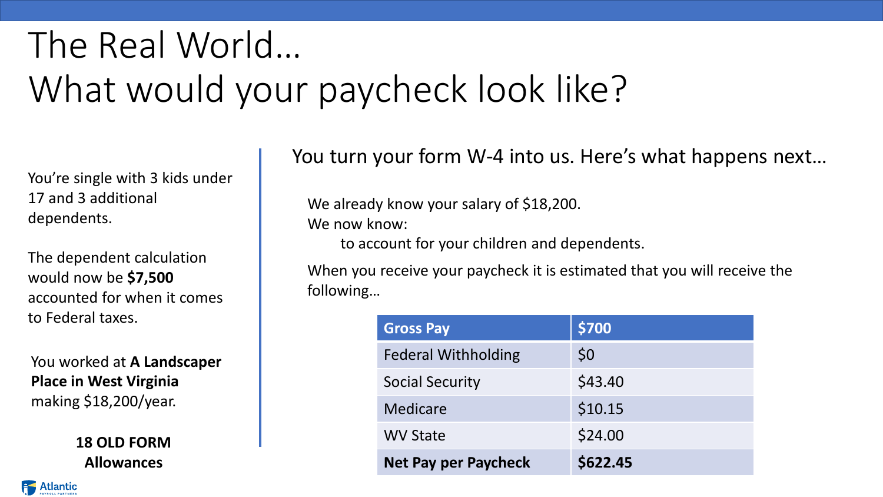# The Real World…
# What would your paycheck look like?

You're single with 3 kids under 17 and 3 additional dependents.

The dependent calculation would now be **$7,500** accounted for when it comes to Federal taxes.

You worked at **A Landscaper Place in West Virginia** making $18,200/year.

**18 OLD FORM Allowances**

## You turn your form W-4 into us. Here's what happens next…

We already know your salary of $18,200.
We now know:

to account for your children and dependents.

When you receive your paycheck it is estimated that you will receive the following…

| Gross Pay | $700 |
|---|---|
| Federal Withholding | $0 |
| Social Security | $43.40 |
| Medicare | $10.15 |
| WV State | $24.00 |
| **Net Pay per Paycheck** | **$622.45** |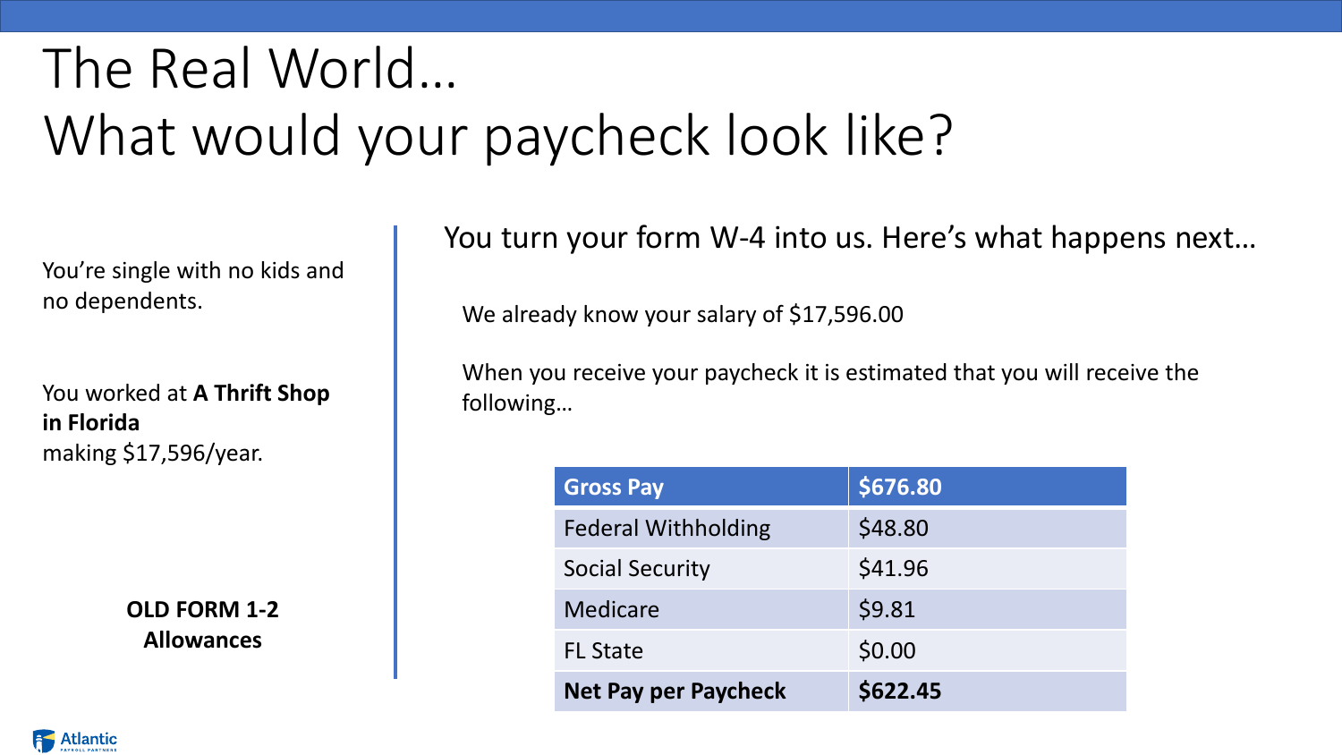# The Real World…
# What would your paycheck look like?

You're single with no kids and no dependents.

You worked at **A Thrift Shop in Florida** making $17,596/year.

**OLD FORM 1-2 Allowances**

## You turn your form W-4 into us. Here's what happens next…

We already know your salary of $17,596.00

When you receive your paycheck it is estimated that you will receive the following…

| Gross Pay | $676.80 |
|---|---|
| Federal Withholding | $48.80 |
| Social Security | $41.96 |
| Medicare | $9.81 |
| FL State | $0.00 |
| **Net Pay per Paycheck** | **$622.45** |

Atlantic PAYROLL PARTNERS